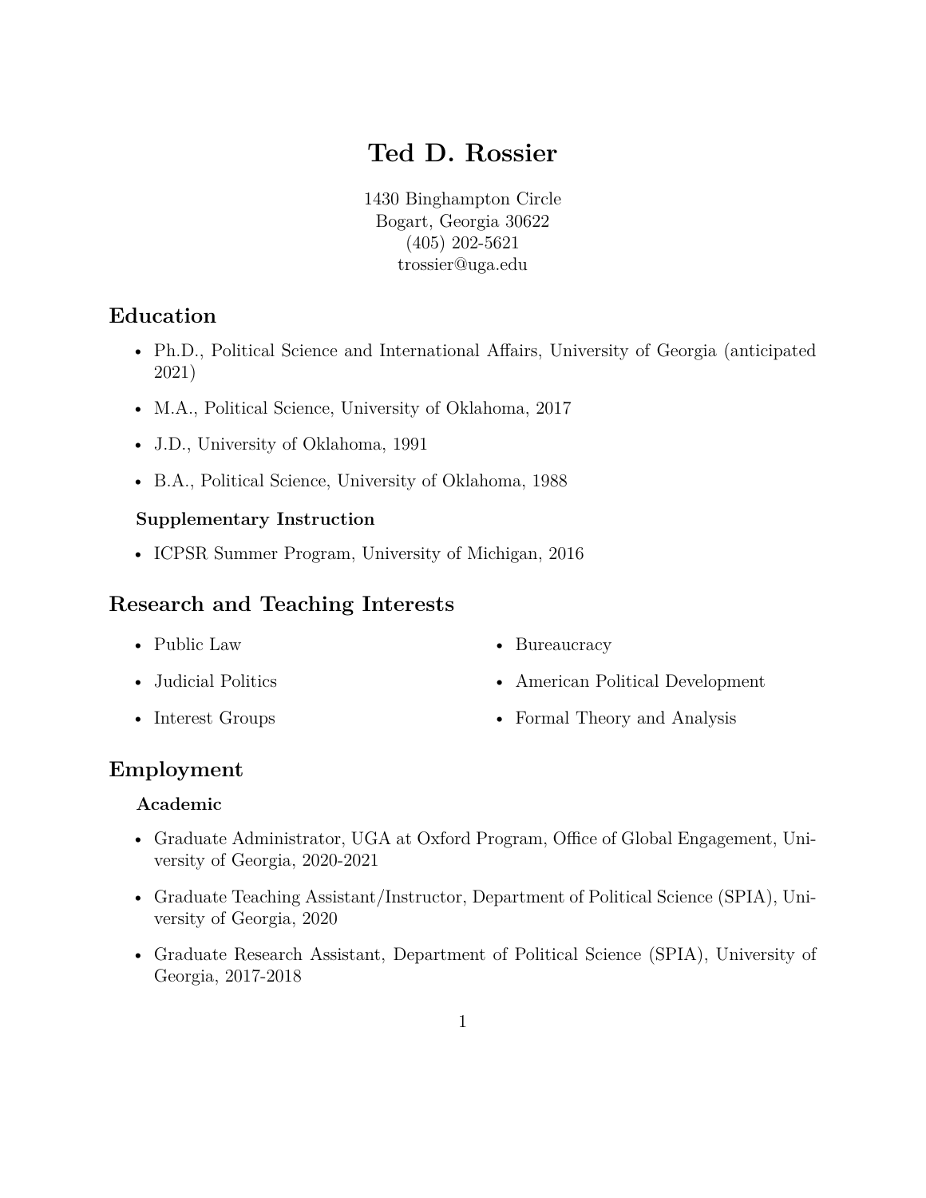# Ted D. Rossier

1430 Binghampton Circle
Bogart, Georgia 30622
(405) 202-5621
trossier@uga.edu

## Education

- Ph.D., Political Science and International Affairs, University of Georgia (anticipated 2021)
- M.A., Political Science, University of Oklahoma, 2017
- J.D., University of Oklahoma, 1991
- B.A., Political Science, University of Oklahoma, 1988

### Supplementary Instruction

- ICPSR Summer Program, University of Michigan, 2016

## Research and Teaching Interests

- Public Law
- Judicial Politics
- Interest Groups
- Bureaucracy
- American Political Development
- Formal Theory and Analysis

## Employment

### Academic

- Graduate Administrator, UGA at Oxford Program, Office of Global Engagement, University of Georgia, 2020-2021
- Graduate Teaching Assistant/Instructor, Department of Political Science (SPIA), University of Georgia, 2020
- Graduate Research Assistant, Department of Political Science (SPIA), University of Georgia, 2017-2018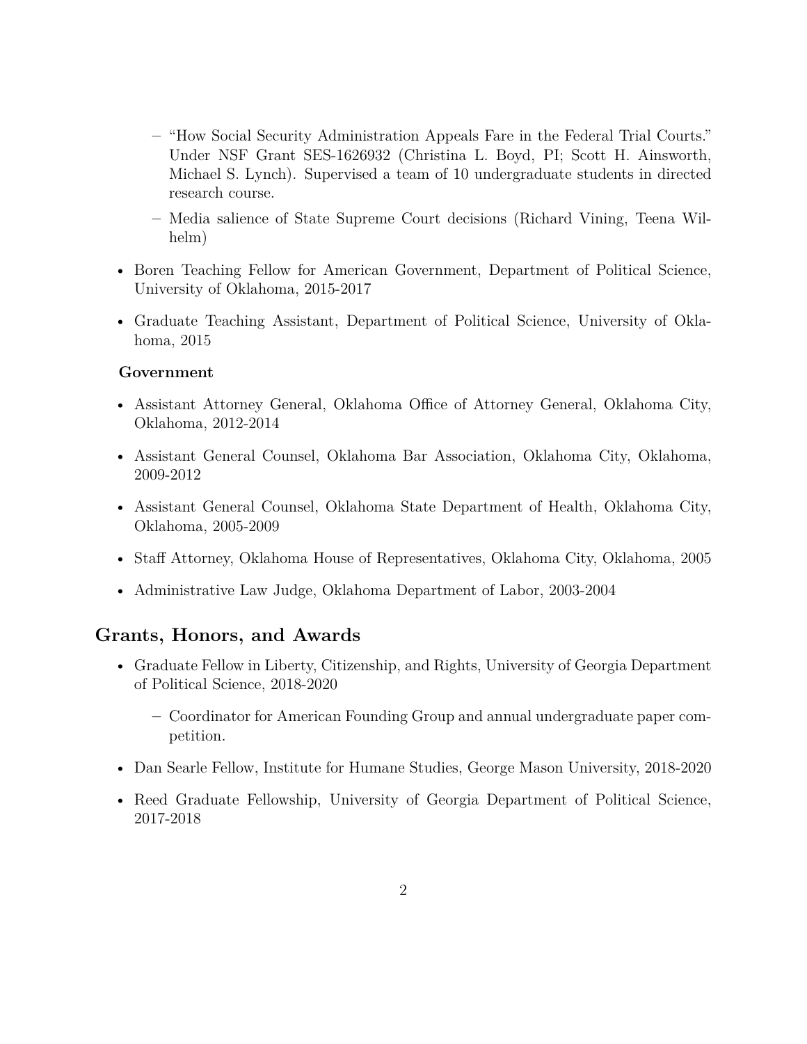- "How Social Security Administration Appeals Fare in the Federal Trial Courts." Under NSF Grant SES-1626932 (Christina L. Boyd, PI; Scott H. Ainsworth, Michael S. Lynch). Supervised a team of 10 undergraduate students in directed research course.
  - Media salience of State Supreme Court decisions (Richard Vining, Teena Wilhelm)
- Boren Teaching Fellow for American Government, Department of Political Science, University of Oklahoma, 2015-2017
- Graduate Teaching Assistant, Department of Political Science, University of Oklahoma, 2015

### Government

- Assistant Attorney General, Oklahoma Office of Attorney General, Oklahoma City, Oklahoma, 2012-2014
- Assistant General Counsel, Oklahoma Bar Association, Oklahoma City, Oklahoma, 2009-2012
- Assistant General Counsel, Oklahoma State Department of Health, Oklahoma City, Oklahoma, 2005-2009
- Staff Attorney, Oklahoma House of Representatives, Oklahoma City, Oklahoma, 2005
- Administrative Law Judge, Oklahoma Department of Labor, 2003-2004

## Grants, Honors, and Awards

- Graduate Fellow in Liberty, Citizenship, and Rights, University of Georgia Department of Political Science, 2018-2020
  - Coordinator for American Founding Group and annual undergraduate paper competition.
- Dan Searle Fellow, Institute for Humane Studies, George Mason University, 2018-2020
- Reed Graduate Fellowship, University of Georgia Department of Political Science, 2017-2018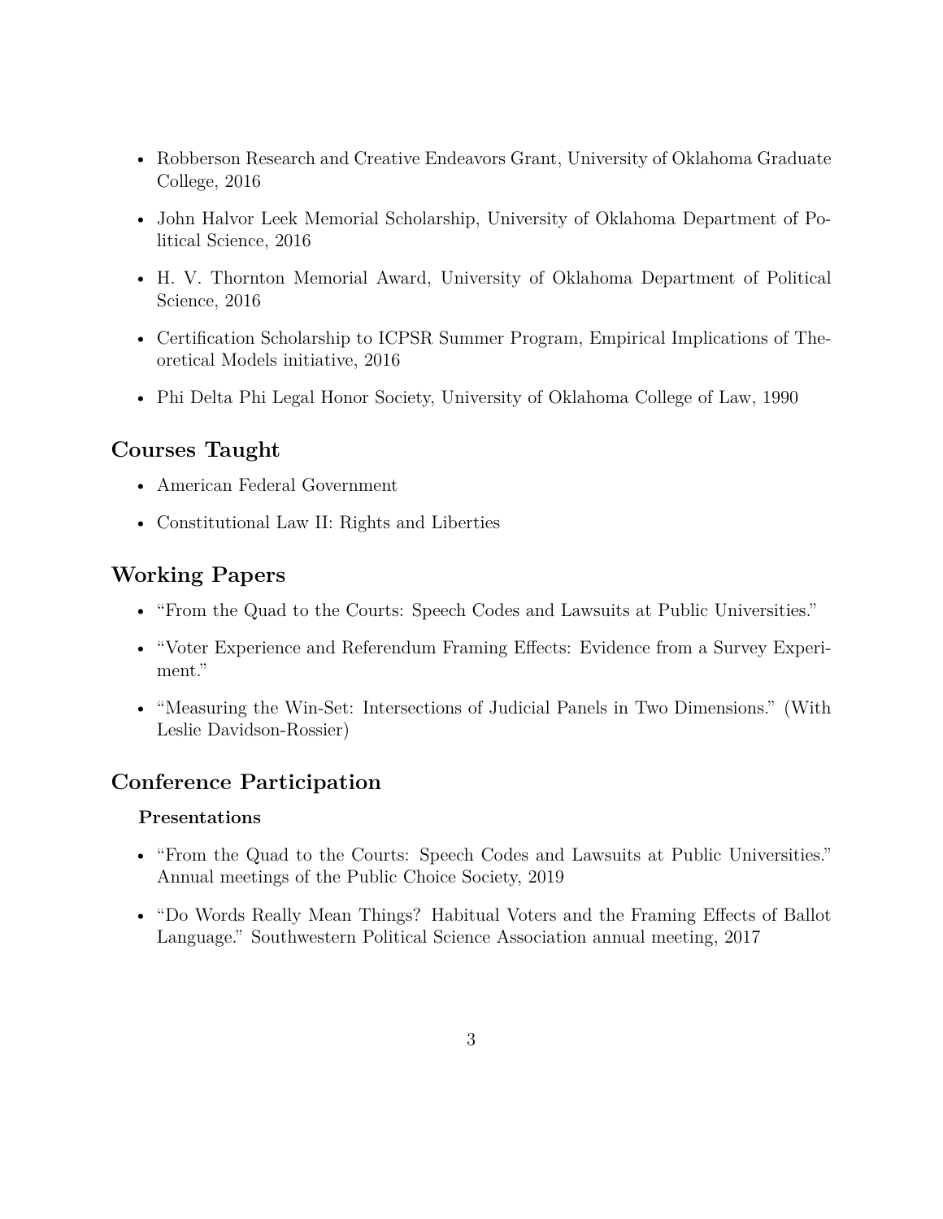- Robberson Research and Creative Endeavors Grant, University of Oklahoma Graduate College, 2016
- John Halvor Leek Memorial Scholarship, University of Oklahoma Department of Political Science, 2016
- H. V. Thornton Memorial Award, University of Oklahoma Department of Political Science, 2016
- Certification Scholarship to ICPSR Summer Program, Empirical Implications of Theoretical Models initiative, 2016
- Phi Delta Phi Legal Honor Society, University of Oklahoma College of Law, 1990

## Courses Taught

- American Federal Government
- Constitutional Law II: Rights and Liberties

## Working Papers

- "From the Quad to the Courts: Speech Codes and Lawsuits at Public Universities."
- "Voter Experience and Referendum Framing Effects: Evidence from a Survey Experiment."
- "Measuring the Win-Set: Intersections of Judicial Panels in Two Dimensions." (With Leslie Davidson-Rossier)

## Conference Participation

### Presentations

- "From the Quad to the Courts: Speech Codes and Lawsuits at Public Universities." Annual meetings of the Public Choice Society, 2019
- "Do Words Really Mean Things? Habitual Voters and the Framing Effects of Ballot Language." Southwestern Political Science Association annual meeting, 2017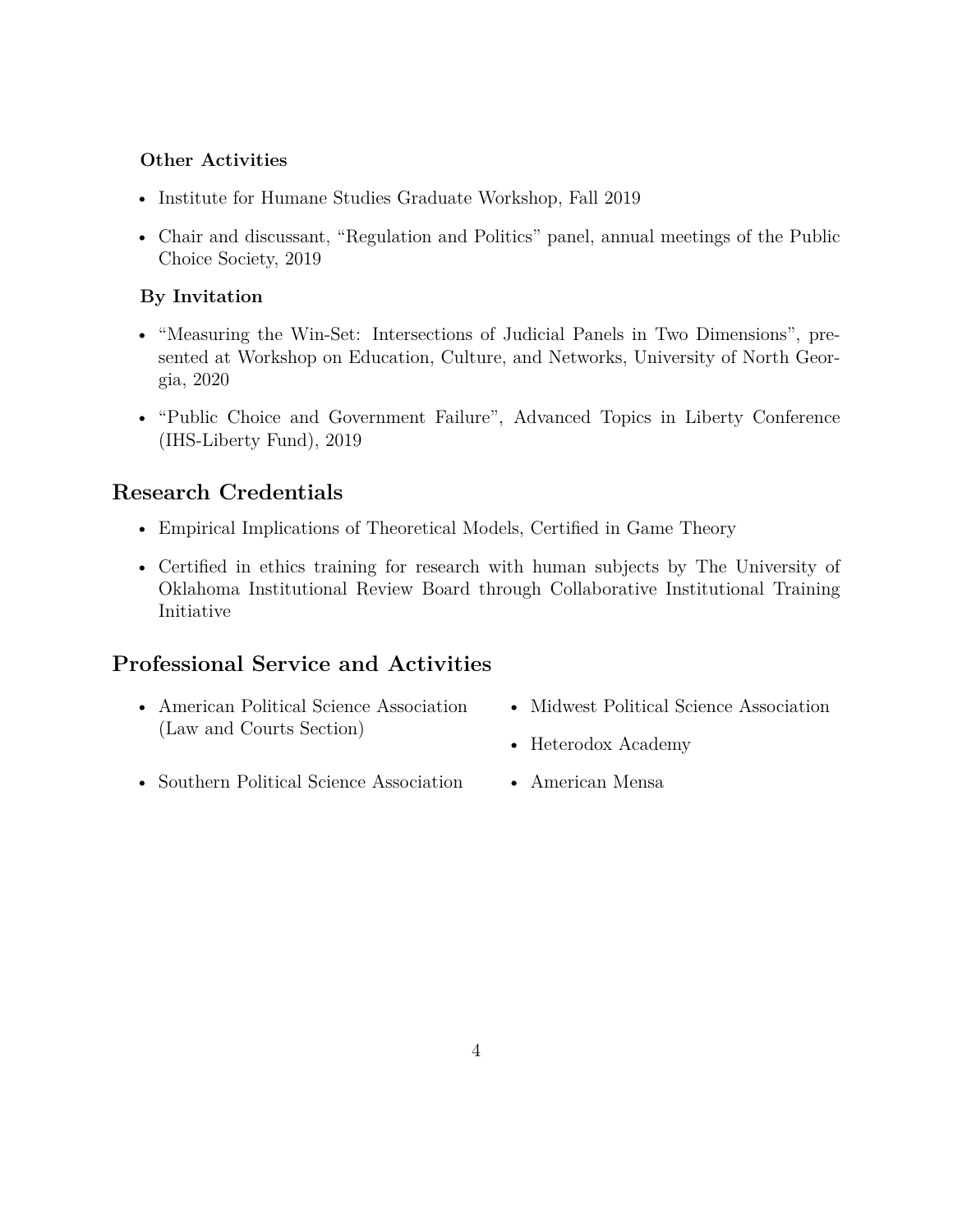### Other Activities

- Institute for Humane Studies Graduate Workshop, Fall 2019
- Chair and discussant, "Regulation and Politics" panel, annual meetings of the Public Choice Society, 2019

### By Invitation

- "Measuring the Win-Set: Intersections of Judicial Panels in Two Dimensions", presented at Workshop on Education, Culture, and Networks, University of North Georgia, 2020
- "Public Choice and Government Failure", Advanced Topics in Liberty Conference (IHS-Liberty Fund), 2019

## Research Credentials

- Empirical Implications of Theoretical Models, Certified in Game Theory
- Certified in ethics training for research with human subjects by The University of Oklahoma Institutional Review Board through Collaborative Institutional Training Initiative

## Professional Service and Activities

- American Political Science Association (Law and Courts Section)
- Southern Political Science Association
- Midwest Political Science Association
- Heterodox Academy
- American Mensa